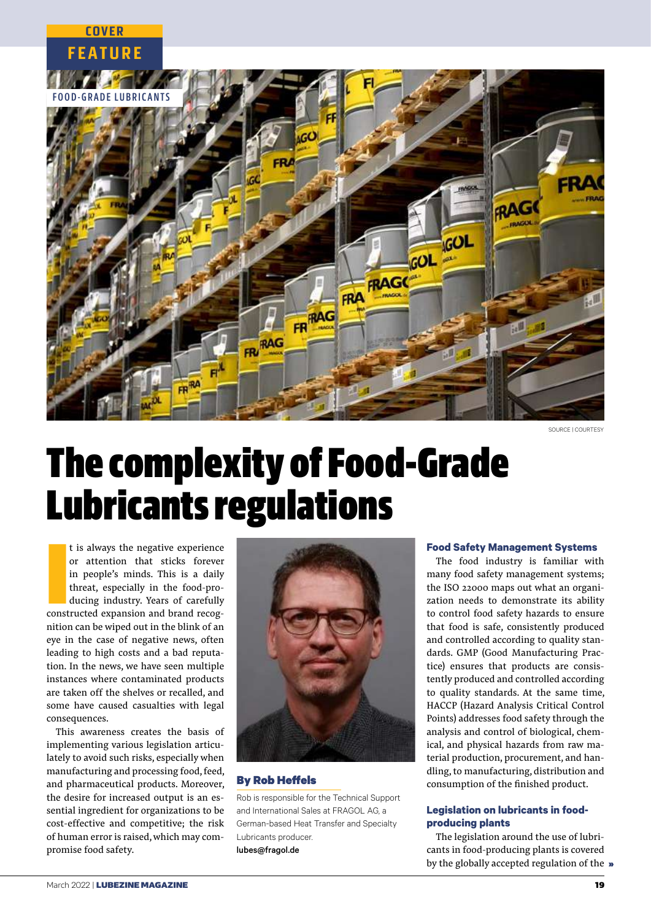COVER FEATURE

FOOD-GRADE LUBRICANTS

SOURCE | COURTESY

# The complexity of Food-Grade Lubricants regulations

It is always the negative experience or attention that sticks forever in people's minds. This is a daily threat, especially in the food-producing industry. Years of carefully constructed expansion and brand recognition can be wiped out in the blink of an eye in the case of negative news, often leading to high costs and a bad reputation. In the news, we have seen multiple instances where contaminated products are taken off the shelves or recalled, and some have caused casualties with legal consequences.

This awareness creates the basis of implementing various legislation articulately to avoid such risks, especially when manufacturing and processing food, feed, and pharmaceutical products. Moreover, the desire for increased output is an essential ingredient for organizations to be cost-effective and competitive; the risk of human error is raised, which may compromise food safety.

**By Rob Heffels**

Rob is responsible for the Technical Support and International Sales at FRAGOL AG, a German-based Heat Transfer and Specialty Lubricants producer.
lubes@fragol.de

### Food Safety Management Systems

The food industry is familiar with many food safety management systems; the ISO 22000 maps out what an organization needs to demonstrate its ability to control food safety hazards to ensure that food is safe, consistently produced and controlled according to quality standards. GMP (Good Manufacturing Practice) ensures that products are consistently produced and controlled according to quality standards. At the same time, HACCP (Hazard Analysis Critical Control Points) addresses food safety through the analysis and control of biological, chemical, and physical hazards from raw material production, procurement, and handling, to manufacturing, distribution and consumption of the finished product.

### Legislation on lubricants in food-producing plants

The legislation around the use of lubricants in food-producing plants is covered by the globally accepted regulation of the »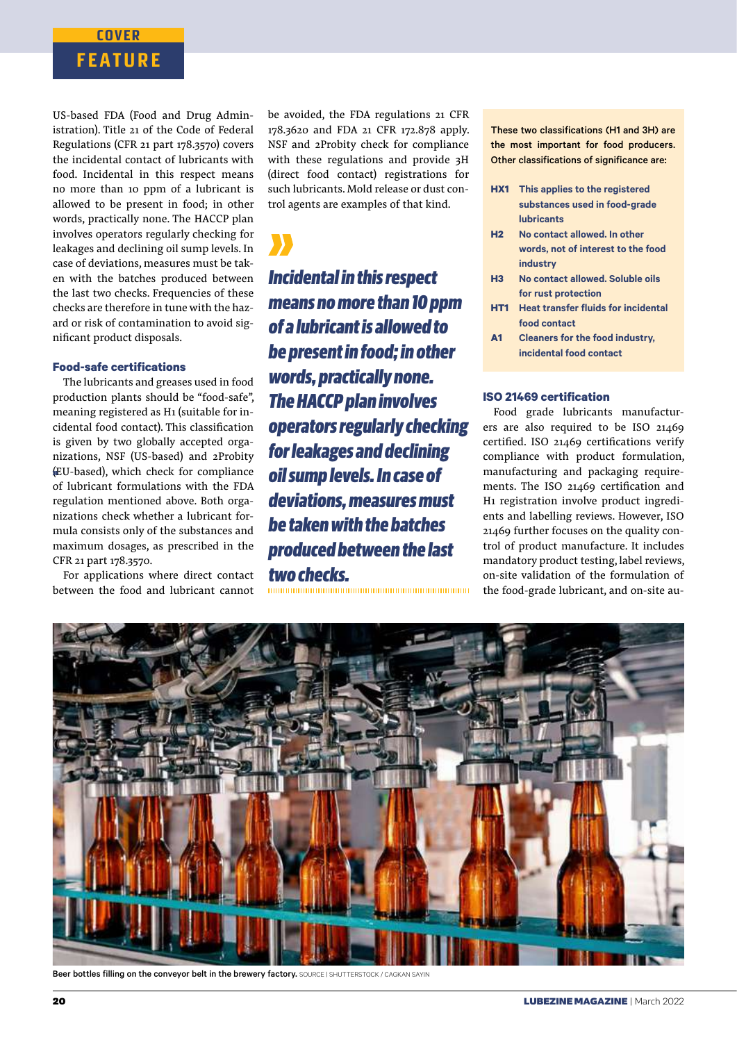US-based FDA (Food and Drug Administration). Title 21 of the Code of Federal Regulations (CFR 21 part 178.3570) covers the incidental contact of lubricants with food. Incidental in this respect means no more than 10 ppm of a lubricant is allowed to be present in food; in other words, practically none. The HACCP plan involves operators regularly checking for leakages and declining oil sump levels. In case of deviations, measures must be taken with the batches produced between the last two checks. Frequencies of these checks are therefore in tune with the hazard or risk of contamination to avoid significant product disposals.

### Food-safe certifications

The lubricants and greases used in food production plants should be "food-safe", meaning registered as H1 (suitable for incidental food contact). This classification is given by two globally accepted organizations, NSF (US-based) and 2Probity (EU-based), which check for compliance of lubricant formulations with the FDA regulation mentioned above. Both organizations check whether a lubricant formula consists only of the substances and maximum dosages, as prescribed in the CFR 21 part 178.3570.

For applications where direct contact between the food and lubricant cannot be avoided, the FDA regulations 21 CFR 178.3620 and FDA 21 CFR 172.878 apply. NSF and 2Probity check for compliance with these regulations and provide 3H (direct food contact) registrations for such lubricants. Mold release or dust control agents are examples of that kind.

> *Incidental in this respect means no more than 10 ppm of a lubricant is allowed to be present in food; in other words, practically none. The HACCP plan involves operators regularly checking for leakages and declining oil sump levels. In case of deviations, measures must be taken with the batches produced between the last two checks.*

These two classifications (H1 and 3H) are the most important for food producers. Other classifications of significance are:

- **HX1** This applies to the registered substances used in food-grade lubricants
- **H2** No contact allowed. In other words, not of interest to the food industry
- **H3** No contact allowed. Soluble oils for rust protection
- **HT1** Heat transfer fluids for incidental food contact
- **A1** Cleaners for the food industry, incidental food contact

### ISO 21469 certification

Food grade lubricants manufacturers are also required to be ISO 21469 certified. ISO 21469 certifications verify compliance with product formulation, manufacturing and packaging requirements. The ISO 21469 certification and H1 registration involve product ingredients and labelling reviews. However, ISO 21469 further focuses on the quality control of product manufacture. It includes mandatory product testing, label reviews, on-site validation of the formulation of the food-grade lubricant, and on-site au-

Beer bottles filling on the conveyor belt in the brewery factory. SOURCE | SHUTTERSTOCK / CAGKAN SAYIN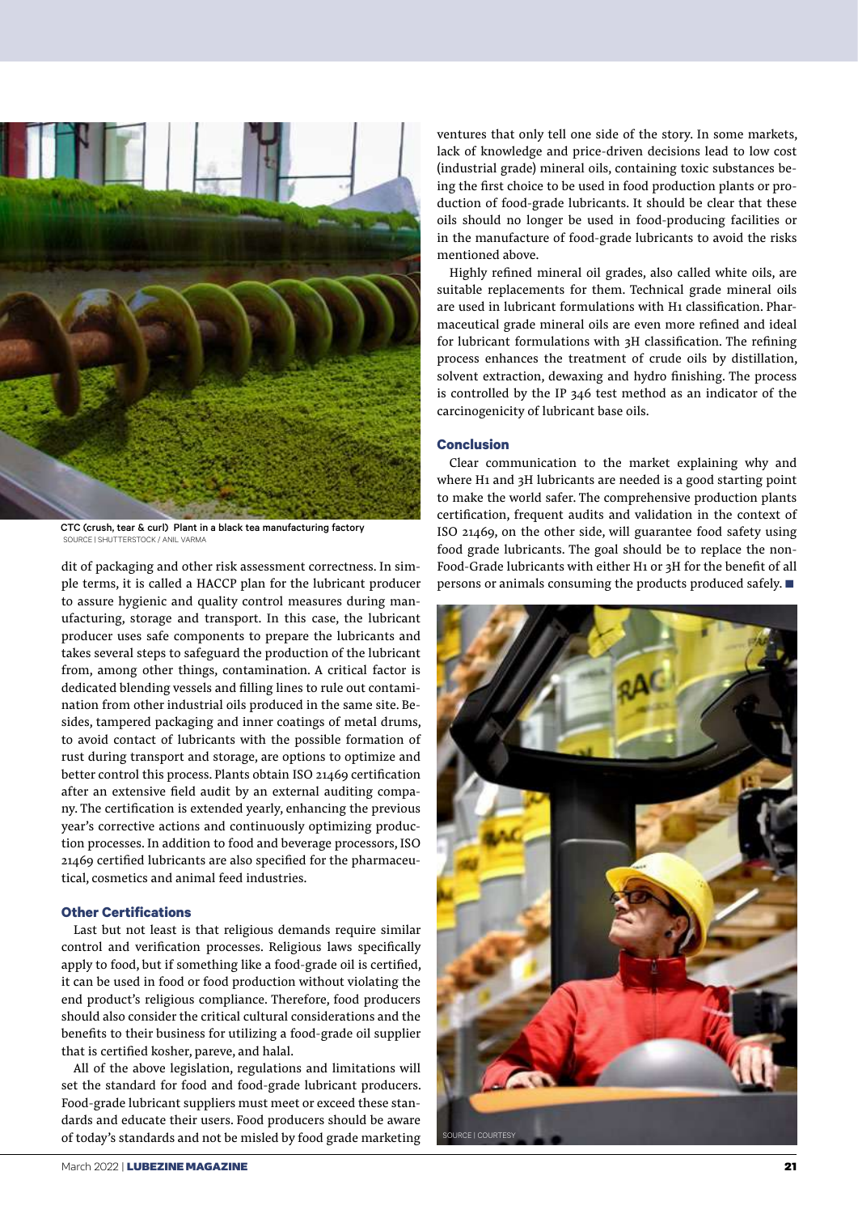CTC (crush, tear & curl) Plant in a black tea manufacturing factory
SOURCE | SHUTTERSTOCK / ANIL VARMA

dit of packaging and other risk assessment correctness. In simple terms, it is called a HACCP plan for the lubricant producer to assure hygienic and quality control measures during manufacturing, storage and transport. In this case, the lubricant producer uses safe components to prepare the lubricants and takes several steps to safeguard the production of the lubricant from, among other things, contamination. A critical factor is dedicated blending vessels and filling lines to rule out contamination from other industrial oils produced in the same site. Besides, tampered packaging and inner coatings of metal drums, to avoid contact of lubricants with the possible formation of rust during transport and storage, are options to optimize and better control this process. Plants obtain ISO 21469 certification after an extensive field audit by an external auditing company. The certification is extended yearly, enhancing the previous year's corrective actions and continuously optimizing production processes. In addition to food and beverage processors, ISO 21469 certified lubricants are also specified for the pharmaceutical, cosmetics and animal feed industries.

### Other Certifications

Last but not least is that religious demands require similar control and verification processes. Religious laws specifically apply to food, but if something like a food-grade oil is certified, it can be used in food or food production without violating the end product's religious compliance. Therefore, food producers should also consider the critical cultural considerations and the benefits to their business for utilizing a food-grade oil supplier that is certified kosher, pareve, and halal.

All of the above legislation, regulations and limitations will set the standard for food and food-grade lubricant producers. Food-grade lubricant suppliers must meet or exceed these standards and educate their users. Food producers should be aware of today's standards and not be misled by food grade marketing ventures that only tell one side of the story. In some markets, lack of knowledge and price-driven decisions lead to low cost (industrial grade) mineral oils, containing toxic substances being the first choice to be used in food production plants or production of food-grade lubricants. It should be clear that these oils should no longer be used in food-producing facilities or in the manufacture of food-grade lubricants to avoid the risks mentioned above.

Highly refined mineral oil grades, also called white oils, are suitable replacements for them. Technical grade mineral oils are used in lubricant formulations with H1 classification. Pharmaceutical grade mineral oils are even more refined and ideal for lubricant formulations with 3H classification. The refining process enhances the treatment of crude oils by distillation, solvent extraction, dewaxing and hydro finishing. The process is controlled by the IP 346 test method as an indicator of the carcinogenicity of lubricant base oils.

### Conclusion

Clear communication to the market explaining why and where H1 and 3H lubricants are needed is a good starting point to make the world safer. The comprehensive production plants certification, frequent audits and validation in the context of ISO 21469, on the other side, will guarantee food safety using food grade lubricants. The goal should be to replace the non-Food-Grade lubricants with either H1 or 3H for the benefit of all persons or animals consuming the products produced safely. ■

SOURCE | COURTESY